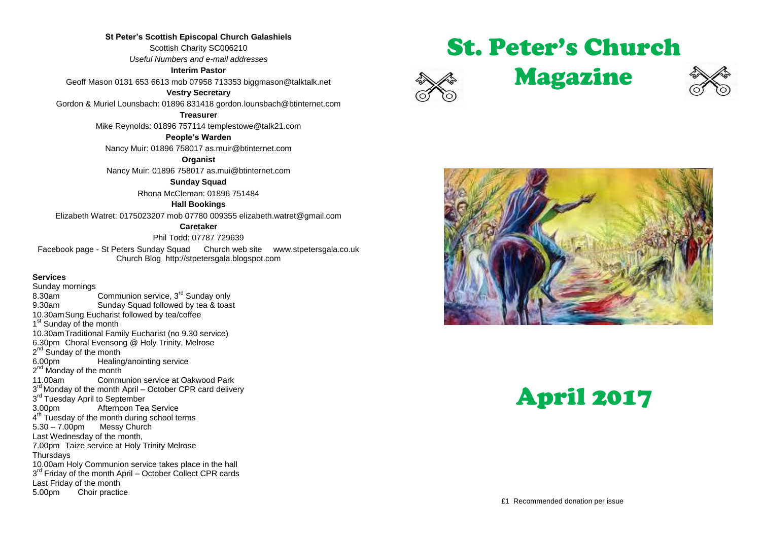**St Peter's Scottish Episcopal Church Galashiels**

Scottish Charity SC006210

*Useful Numbers and e-mail addresses*

**Interim Pastor**

Geoff Mason 0131 653 6613 mob 07958 713353 biggmason@talktalk.net

**Vestry Secretary**

Gordon & Muriel Lounsbach: 01896 831418 gordon.lounsbach@btinternet.com

**Treasurer**

Mike Reynolds: 01896 757114 templestowe@talk21.com

**People's Warden**

Nancy Muir: 01896 758017 as.muir@btinternet.com

**Organist**

Nancy Muir: 01896 758017 as.mui@btinternet.com

**Sunday Squad**

Rhona McCleman: 01896 751484

**Hall Bookings**

Elizabeth Watret: 0175023207 mob 07780 009355 elizabeth.watret@gmail.com

**Caretaker**

Phil Todd: 07787 729639

Facebook page - St Peters Sunday Squad    Church web site    www.stpetersgala.co.uk

Church Blog http://stpetersgala.blogspot.com

**Services**

Sunday mornings

8.30am Communion service, 3rd Sunday only

9.30am Sunday Squad followed by tea & toast

10.30am Sung Eucharist followed by tea/coffee

1st Sunday of the month

10.30am Traditional Family Eucharist (no 9.30 service)

6.30pm Choral Evensong @ Holy Trinity, Melrose

2nd Sunday of the month

6.00pm Healing/anointing service

2nd Monday of the month

11.00am Communion service at Oakwood Park

3rd Monday of the month April – October CPR card delivery

3rd Tuesday April to September

3.00pm Afternoon Tea Service

4th Tuesday of the month during school terms

5.30 – 7.00pm Messy Church

Last Wednesday of the month,

7.00pm Taize service at Holy Trinity Melrose

Thursdays

10.00am Holy Communion service takes place in the hall

3rd Friday of the month April – October Collect CPR cards

Last Friday of the month

5.00pm Choir practice

# St. Peter's Church Magazine

# April 2017

£1 Recommended donation per issue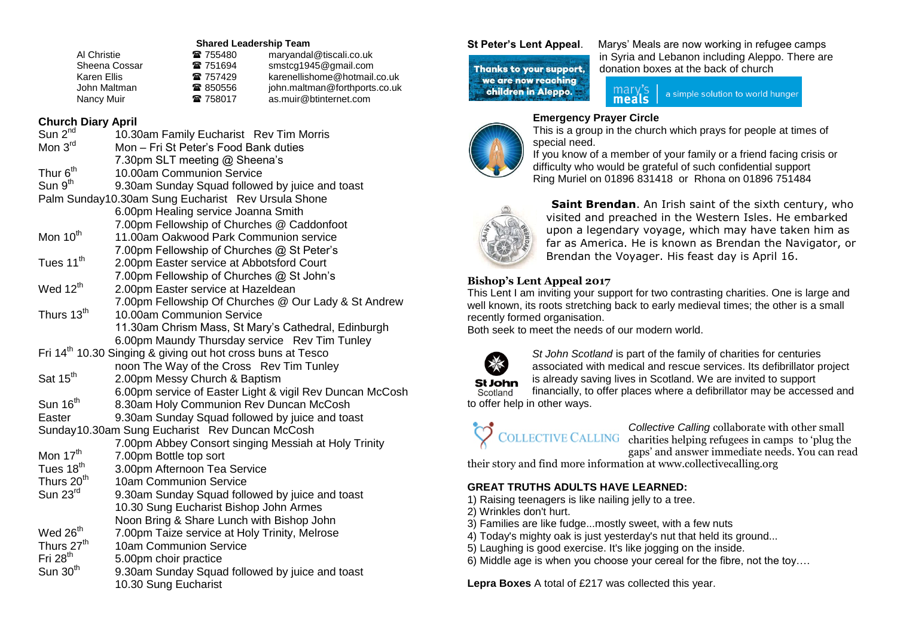**Shared Leadership Team**

| | | |
|---|---|---|
| Al Christie | ☎ 755480 | maryandal@tiscali.co.uk |
| Sheena Cossar | ☎ 751694 | smstcg1945@gmail.com |
| Karen Ellis | ☎ 757429 | karenellishome@hotmail.co.uk |
| John Maltman | ☎ 850556 | john.maltman@forthports.co.uk |
| Nancy Muir | ☎ 758017 | as.muir@btinternet.com |

## Church Diary April

| | |
|---|---|
| Sun 2nd | 10.30am Family Eucharist Rev Tim Morris |
| Mon 3rd | Mon – Fri St Peter's Food Bank duties |
| | 7.30pm SLT meeting @ Sheena's |
| Thur 6th | 10.00am Communion Service |
| Sun 9th | 9.30am Sunday Squad followed by juice and toast |
| Palm Sunday | 10.30am Sung Eucharist Rev Ursula Shone |
| | 6.00pm Healing service Joanna Smith |
| | 7.00pm Fellowship of Churches @ Caddonfoot |
| Mon 10th | 11.00am Oakwood Park Communion service |
| | 7.00pm Fellowship of Churches @ St Peter's |
| Tues 11th | 2.00pm Easter service at Abbotsford Court |
| | 7.00pm Fellowship of Churches @ St John's |
| Wed 12th | 2.00pm Easter service at Hazeldean |
| | 7.00pm Fellowship Of Churches @ Our Lady & St Andrew |
| Thurs 13th | 10.00am Communion Service |
| | 11.30am Chrism Mass, St Mary's Cathedral, Edinburgh |
| | 6.00pm Maundy Thursday service Rev Tim Tunley |
| Fri 14th | 10.30 Singing & giving out hot cross buns at Tesco |
| | noon The Way of the Cross Rev Tim Tunley |
| Sat 15th | 2.00pm Messy Church & Baptism |
| | 6.00pm service of Easter Light & vigil Rev Duncan McCosh |
| Sun 16th | 8.30am Holy Communion Rev Duncan McCosh |
| Easter | 9.30am Sunday Squad followed by juice and toast |
| Sunday | 10.30am Sung Eucharist Rev Duncan McCosh |
| | 7.00pm Abbey Consort singing Messiah at Holy Trinity |
| Mon 17th | 7.00pm Bottle top sort |
| Tues 18th | 3.00pm Afternoon Tea Service |
| Thurs 20th | 10am Communion Service |
| Sun 23rd | 9.30am Sunday Squad followed by juice and toast |
| | 10.30 Sung Eucharist Bishop John Armes |
| | Noon Bring & Share Lunch with Bishop John |
| Wed 26th | 7.00pm Taize service at Holy Trinity, Melrose |
| Thurs 27th | 10am Communion Service |
| Fri 28th | 5.00pm choir practice |
| Sun 30th | 9.30am Sunday Squad followed by juice and toast |
| | 10.30 Sung Eucharist |

**St Peter's Lent Appeal**. Marys' Meals are now working in refugee camps in Syria and Lebanon including Aleppo. There are donation boxes at the back of church

Thanks to your support, we are now reaching children in Aleppo.

mary's meals | a simple solution to world hunger

**Emergency Prayer Circle**

This is a group in the church which prays for people at times of special need.

If you know of a member of your family or a friend facing crisis or difficulty who would be grateful of such confidential support Ring Muriel on 01896 831418 or Rhona on 01896 751484

**Saint Brendan**. An Irish saint of the sixth century, who visited and preached in the Western Isles. He embarked upon a legendary voyage, which may have taken him as far as America. He is known as Brendan the Navigator, or Brendan the Voyager. His feast day is April 16.

**Bishop's Lent Appeal 2017**

This Lent I am inviting your support for two contrasting charities. One is large and well known, its roots stretching back to early medieval times; the other is a small recently formed organisation.

Both seek to meet the needs of our modern world.

*St John Scotland* is part of the family of charities for centuries associated with medical and rescue services. Its defibrillator project is already saving lives in Scotland. We are invited to support financially, to offer places where a defibrillator may be accessed and to offer help in other ways.

*Collective Calling* collaborate with other small charities helping refugees in camps to 'plug the gaps' and answer immediate needs. You can read their story and find more information at www.collectivecalling.org

**GREAT TRUTHS ADULTS HAVE LEARNED:**

1) Raising teenagers is like nailing jelly to a tree.
2) Wrinkles don't hurt.
3) Families are like fudge...mostly sweet, with a few nuts
4) Today's mighty oak is just yesterday's nut that held its ground...
5) Laughing is good exercise. It's like jogging on the inside.
6) Middle age is when you choose your cereal for the fibre, not the toy….

**Lepra Boxes** A total of £217 was collected this year.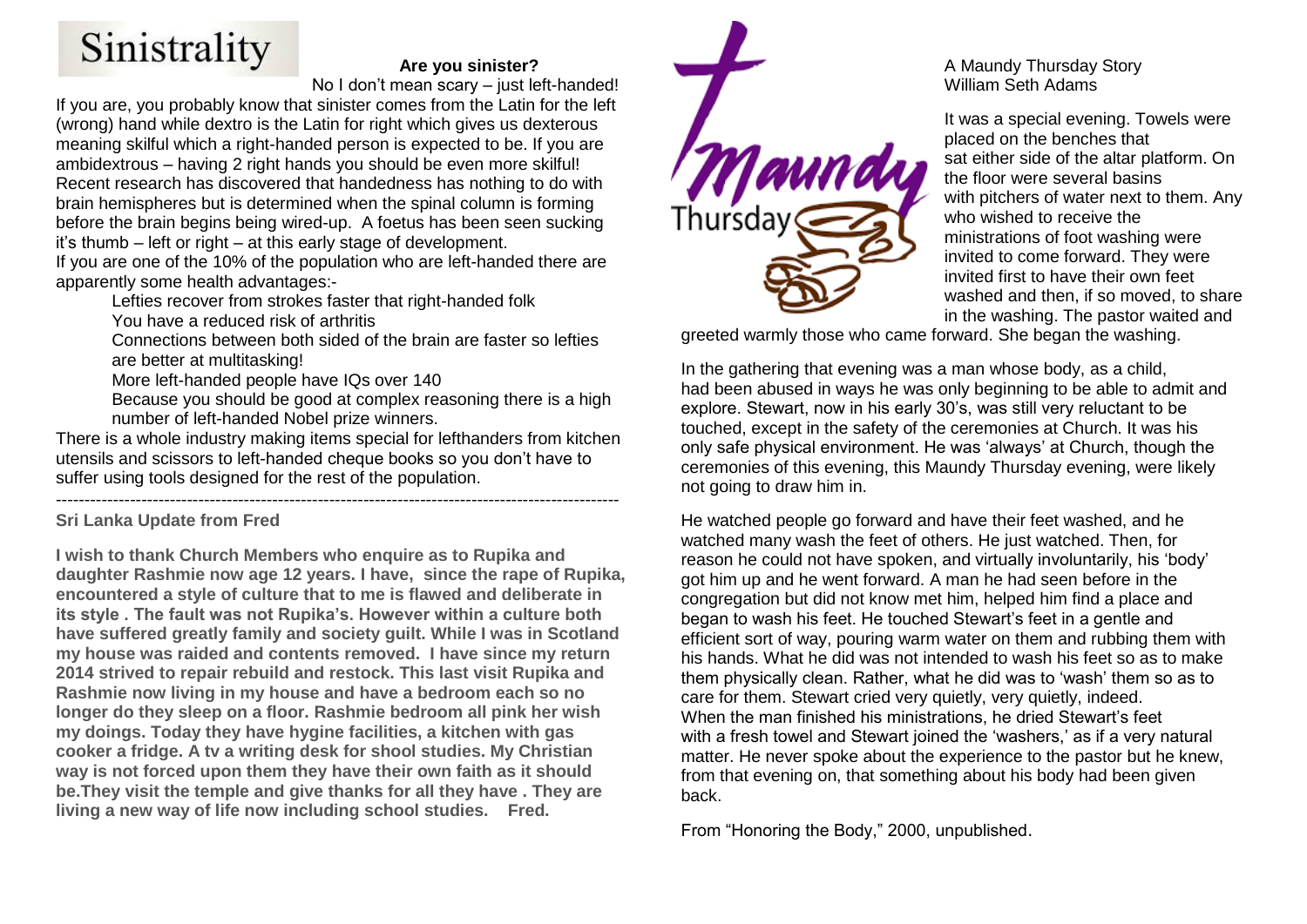# Sinistrality

**Are you sinister?**

No I don't mean scary – just left-handed!

If you are, you probably know that sinister comes from the Latin for the left (wrong) hand while dextro is the Latin for right which gives us dexterous meaning skilful which a right-handed person is expected to be. If you are ambidextrous – having 2 right hands you should be even more skilful! Recent research has discovered that handedness has nothing to do with brain hemispheres but is determined when the spinal column is forming before the brain begins being wired-up. A foetus has been seen sucking it's thumb – left or right – at this early stage of development.

If you are one of the 10% of the population who are left-handed there are apparently some health advantages:-

- Lefties recover from strokes faster that right-handed folk
- You have a reduced risk of arthritis
- Connections between both sided of the brain are faster so lefties are better at multitasking!
- More left-handed people have IQs over 140
- Because you should be good at complex reasoning there is a high number of left-handed Nobel prize winners.

There is a whole industry making items special for lefthanders from kitchen utensils and scissors to left-handed cheque books so you don't have to suffer using tools designed for the rest of the population.

---

## Sri Lanka Update from Fred

**I wish to thank Church Members who enquire as to Rupika and daughter Rashmie now age 12 years. I have, since the rape of Rupika, encountered a style of culture that to me is flawed and deliberate in its style . The fault was not Rupika's. However within a culture both have suffered greatly family and society guilt. While I was in Scotland my house was raided and contents removed. I have since my return 2014 strived to repair rebuild and restock. This last visit Rupika and Rashmie now living in my house and have a bedroom each so no longer do they sleep on a floor. Rashmie bedroom all pink her wish my doings. Today they have hygine facilities, a kitchen with gas cooker a fridge. A tv a writing desk for shool studies. My Christian way is not forced upon them they have their own faith as it should be.They visit the temple and give thanks for all they have . They are living a new way of life now including school studies. Fred.**

# Maundy Thursday

A Maundy Thursday Story
William Seth Adams

It was a special evening. Towels were placed on the benches that sat either side of the altar platform. On the floor were several basins with pitchers of water next to them. Any who wished to receive the ministrations of foot washing were invited to come forward. They were invited first to have their own feet washed and then, if so moved, to share in the washing. The pastor waited and greeted warmly those who came forward. She began the washing.

In the gathering that evening was a man whose body, as a child, had been abused in ways he was only beginning to be able to admit and explore. Stewart, now in his early 30's, was still very reluctant to be touched, except in the safety of the ceremonies at Church. It was his only safe physical environment. He was 'always' at Church, though the ceremonies of this evening, this Maundy Thursday evening, were likely not going to draw him in.

He watched people go forward and have their feet washed, and he watched many wash the feet of others. He just watched. Then, for reason he could not have spoken, and virtually involuntarily, his 'body' got him up and he went forward. A man he had seen before in the congregation but did not know met him, helped him find a place and began to wash his feet. He touched Stewart's feet in a gentle and efficient sort of way, pouring warm water on them and rubbing them with his hands. What he did was not intended to wash his feet so as to make them physically clean. Rather, what he did was to 'wash' them so as to care for them. Stewart cried very quietly, very quietly, indeed. When the man finished his ministrations, he dried Stewart's feet with a fresh towel and Stewart joined the 'washers,' as if a very natural matter. He never spoke about the experience to the pastor but he knew, from that evening on, that something about his body had been given back.

From "Honoring the Body," 2000, unpublished.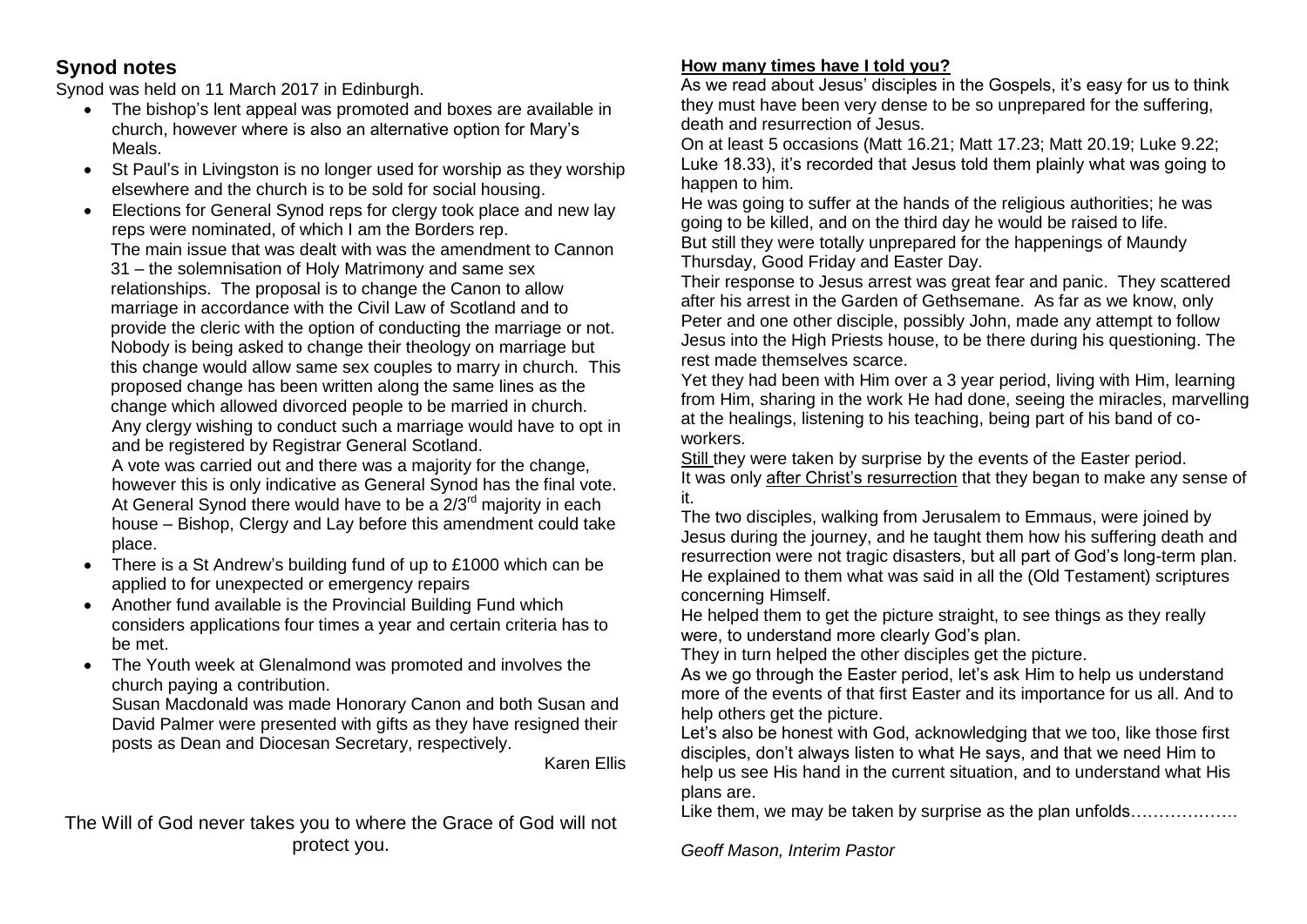## Synod notes

Synod was held on 11 March 2017 in Edinburgh.

- The bishop's lent appeal was promoted and boxes are available in church, however where is also an alternative option for Mary's Meals.
- St Paul's in Livingston is no longer used for worship as they worship elsewhere and the church is to be sold for social housing.
- Elections for General Synod reps for clergy took place and new lay reps were nominated, of which I am the Borders rep.

  The main issue that was dealt with was the amendment to Cannon 31 – the solemnisation of Holy Matrimony and same sex relationships. The proposal is to change the Canon to allow marriage in accordance with the Civil Law of Scotland and to provide the cleric with the option of conducting the marriage or not. Nobody is being asked to change their theology on marriage but this change would allow same sex couples to marry in church. This proposed change has been written along the same lines as the change which allowed divorced people to be married in church. Any clergy wishing to conduct such a marriage would have to opt in and be registered by Registrar General Scotland.

  A vote was carried out and there was a majority for the change, however this is only indicative as General Synod has the final vote. At General Synod there would have to be a 2/3rd majority in each house – Bishop, Clergy and Lay before this amendment could take place.
- There is a St Andrew's building fund of up to £1000 which can be applied to for unexpected or emergency repairs
- Another fund available is the Provincial Building Fund which considers applications four times a year and certain criteria has to be met.
- The Youth week at Glenalmond was promoted and involves the church paying a contribution.

  Susan Macdonald was made Honorary Canon and both Susan and David Palmer were presented with gifts as they have resigned their posts as Dean and Diocesan Secretary, respectively.

Karen Ellis

The Will of God never takes you to where the Grace of God will not protect you.

## How many times have I told you?

As we read about Jesus' disciples in the Gospels, it's easy for us to think they must have been very dense to be so unprepared for the suffering, death and resurrection of Jesus.

On at least 5 occasions (Matt 16.21; Matt 17.23; Matt 20.19; Luke 9.22; Luke 18.33), it's recorded that Jesus told them plainly what was going to happen to him.

He was going to suffer at the hands of the religious authorities; he was going to be killed, and on the third day he would be raised to life.

But still they were totally unprepared for the happenings of Maundy Thursday, Good Friday and Easter Day.

Their response to Jesus arrest was great fear and panic. They scattered after his arrest in the Garden of Gethsemane. As far as we know, only Peter and one other disciple, possibly John, made any attempt to follow Jesus into the High Priests house, to be there during his questioning. The rest made themselves scarce.

Yet they had been with Him over a 3 year period, living with Him, learning from Him, sharing in the work He had done, seeing the miracles, marvelling at the healings, listening to his teaching, being part of his band of co-workers.

Still they were taken by surprise by the events of the Easter period.

It was only after Christ's resurrection that they began to make any sense of it.

The two disciples, walking from Jerusalem to Emmaus, were joined by Jesus during the journey, and he taught them how his suffering death and resurrection were not tragic disasters, but all part of God's long-term plan. He explained to them what was said in all the (Old Testament) scriptures concerning Himself.

He helped them to get the picture straight, to see things as they really were, to understand more clearly God's plan.

They in turn helped the other disciples get the picture.

As we go through the Easter period, let's ask Him to help us understand more of the events of that first Easter and its importance for us all. And to help others get the picture.

Let's also be honest with God, acknowledging that we too, like those first disciples, don't always listen to what He says, and that we need Him to help us see His hand in the current situation, and to understand what His plans are.

Like them, we may be taken by surprise as the plan unfolds……………….

*Geoff Mason, Interim Pastor*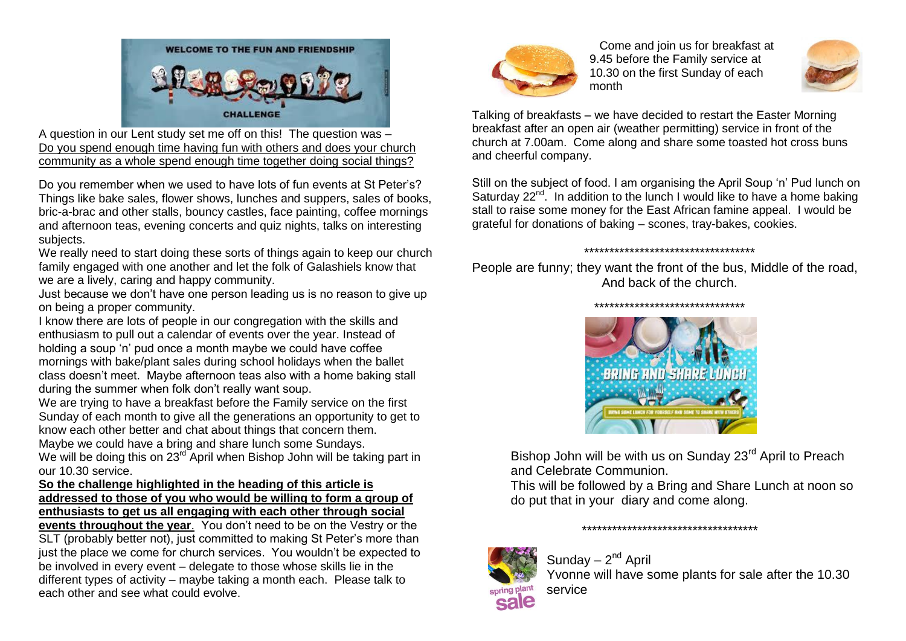WELCOME TO THE FUN AND FRIENDSHIP CHALLENGE

A question in our Lent study set me off on this! The question was – Do you spend enough time having fun with others and does your church community as a whole spend enough time together doing social things?

Do you remember when we used to have lots of fun events at St Peter's? Things like bake sales, flower shows, lunches and suppers, sales of books, bric-a-brac and other stalls, bouncy castles, face painting, coffee mornings and afternoon teas, evening concerts and quiz nights, talks on interesting subjects.

We really need to start doing these sorts of things again to keep our church family engaged with one another and let the folk of Galashiels know that we are a lively, caring and happy community.

Just because we don't have one person leading us is no reason to give up on being a proper community.

I know there are lots of people in our congregation with the skills and enthusiasm to pull out a calendar of events over the year. Instead of holding a soup 'n' pud once a month maybe we could have coffee mornings with bake/plant sales during school holidays when the ballet class doesn't meet. Maybe afternoon teas also with a home baking stall during the summer when folk don't really want soup.

We are trying to have a breakfast before the Family service on the first Sunday of each month to give all the generations an opportunity to get to know each other better and chat about things that concern them.

Maybe we could have a bring and share lunch some Sundays.

We will be doing this on 23rd April when Bishop John will be taking part in our 10.30 service.

**So the challenge highlighted in the heading of this article is addressed to those of you who would be willing to form a group of enthusiasts to get us all engaging with each other through social events throughout the year**. You don't need to be on the Vestry or the SLT (probably better not), just committed to making St Peter's more than just the place we come for church services. You wouldn't be expected to be involved in every event – delegate to those whose skills lie in the different types of activity – maybe taking a month each. Please talk to each other and see what could evolve.

Come and join us for breakfast at 9.45 before the Family service at 10.30 on the first Sunday of each month

Talking of breakfasts – we have decided to restart the Easter Morning breakfast after an open air (weather permitting) service in front of the church at 7.00am. Come along and share some toasted hot cross buns and cheerful company.

Still on the subject of food. I am organising the April Soup 'n' Pud lunch on Saturday 22nd. In addition to the lunch I would like to have a home baking stall to raise some money for the East African famine appeal. I would be grateful for donations of baking – scones, tray-bakes, cookies.

\*\*\*\*\*\*\*\*\*\*\*\*\*\*\*\*\*\*\*\*\*\*\*\*\*\*\*\*\*\*\*\*\*\*\*\*

People are funny; they want the front of the bus, Middle of the road, And back of the church.

\*\*\*\*\*\*\*\*\*\*\*\*\*\*\*\*\*\*\*\*\*\*\*\*\*\*\*\*\*\*\*

BRING AND SHARE LUNCH

BRING SOME LUNCH FOR YOURSELF AND SOME TO SHARE WITH OTHERS

Bishop John will be with us on Sunday 23rd April to Preach and Celebrate Communion.

This will be followed by a Bring and Share Lunch at noon so do put that in your diary and come along.

\*\*\*\*\*\*\*\*\*\*\*\*\*\*\*\*\*\*\*\*\*\*\*\*\*\*\*\*\*\*\*\*\*\*\*\*\*

spring plant sale

Sunday – 2nd April

Yvonne will have some plants for sale after the 10.30 service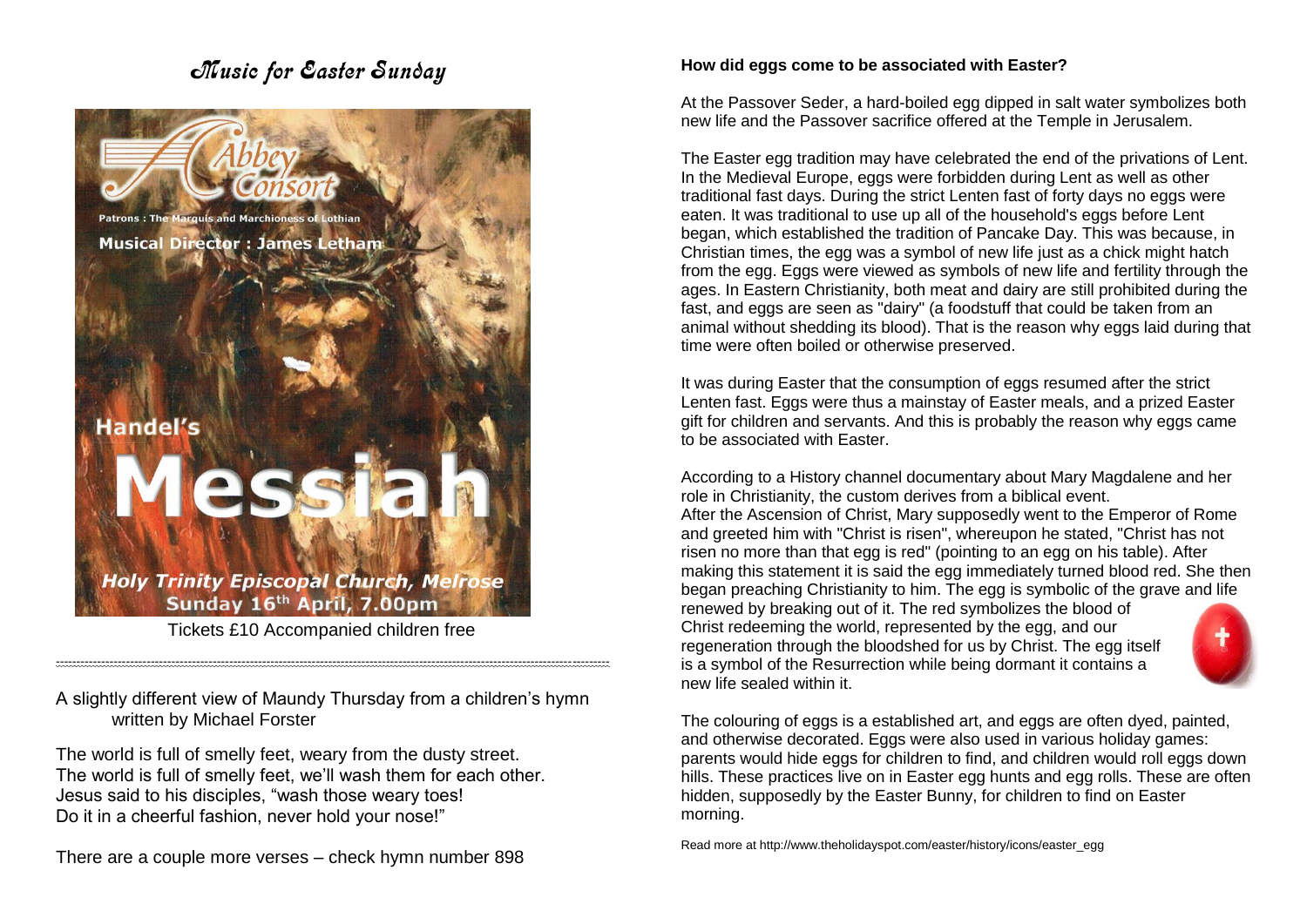# *Music for Easter Sunday*

Abbey Consort

Patrons : The Marquis and Marchioness of Lothian

Musical Director : James Letham

Handel's

Messiah

*Holy Trinity Episcopal Church, Melrose*

Sunday 16th April, 7.00pm

Tickets £10 Accompanied children free

---

A slightly different view of Maundy Thursday from a children's hymn written by Michael Forster

The world is full of smelly feet, weary from the dusty street.
The world is full of smelly feet, we'll wash them for each other.
Jesus said to his disciples, "wash those weary toes!
Do it in a cheerful fashion, never hold your nose!"

There are a couple more verses – check hymn number 898

**How did eggs come to be associated with Easter?**

At the Passover Seder, a hard-boiled egg dipped in salt water symbolizes both new life and the Passover sacrifice offered at the Temple in Jerusalem.

The Easter egg tradition may have celebrated the end of the privations of Lent. In the Medieval Europe, eggs were forbidden during Lent as well as other traditional fast days. During the strict Lenten fast of forty days no eggs were eaten. It was traditional to use up all of the household's eggs before Lent began, which established the tradition of Pancake Day. This was because, in Christian times, the egg was a symbol of new life just as a chick might hatch from the egg. Eggs were viewed as symbols of new life and fertility through the ages. In Eastern Christianity, both meat and dairy are still prohibited during the fast, and eggs are seen as "dairy" (a foodstuff that could be taken from an animal without shedding its blood). That is the reason why eggs laid during that time were often boiled or otherwise preserved.

It was during Easter that the consumption of eggs resumed after the strict Lenten fast. Eggs were thus a mainstay of Easter meals, and a prized Easter gift for children and servants. And this is probably the reason why eggs came to be associated with Easter.

According to a History channel documentary about Mary Magdalene and her role in Christianity, the custom derives from a biblical event.
After the Ascension of Christ, Mary supposedly went to the Emperor of Rome and greeted him with "Christ is risen", whereupon he stated, "Christ has not risen no more than that egg is red" (pointing to an egg on his table). After making this statement it is said the egg immediately turned blood red. She then began preaching Christianity to him. The egg is symbolic of the grave and life renewed by breaking out of it. The red symbolizes the blood of Christ redeeming the world, represented by the egg, and our regeneration through the bloodshed for us by Christ. The egg itself is a symbol of the Resurrection while being dormant it contains a new life sealed within it.

The colouring of eggs is a established art, and eggs are often dyed, painted, and otherwise decorated. Eggs were also used in various holiday games: parents would hide eggs for children to find, and children would roll eggs down hills. These practices live on in Easter egg hunts and egg rolls. These are often hidden, supposedly by the Easter Bunny, for children to find on Easter morning.

Read more at http://www.theholidayspot.com/easter/history/icons/easter_egg